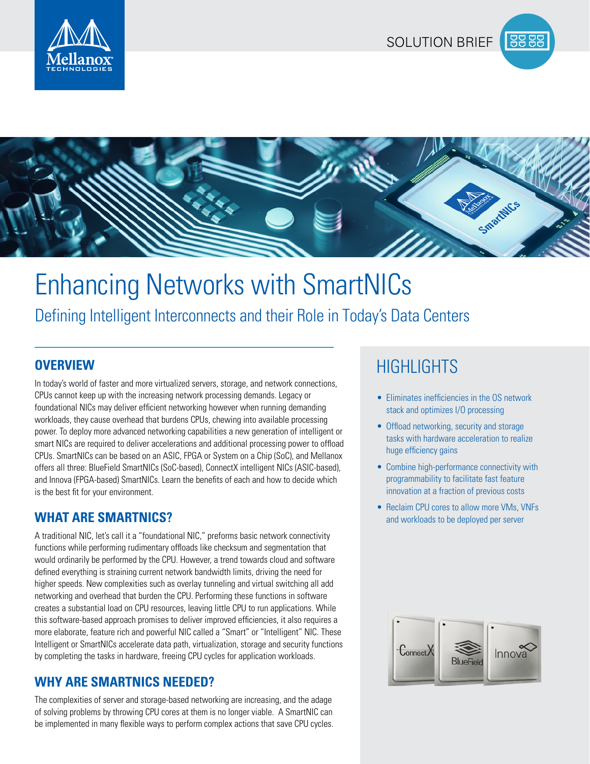SOLUTION BRIEF

# Enhancing Networks with SmartNICs

## Defining Intelligent Interconnects and their Role in Today's Data Centers

## OVERVIEW

In today's world of faster and more virtualized servers, storage, and network connections, CPUs cannot keep up with the increasing network processing demands. Legacy or foundational NICs may deliver efficient networking however when running demanding workloads, they cause overhead that burdens CPUs, chewing into available processing power. To deploy more advanced networking capabilities a new generation of intelligent or smart NICs are required to deliver accelerations and additional processing power to offload CPUs. SmartNICs can be based on an ASIC, FPGA or System on a Chip (SoC), and Mellanox offers all three: BlueField SmartNICs (SoC-based), ConnectX intelligent NICs (ASIC-based), and Innova (FPGA-based) SmartNICs. Learn the benefits of each and how to decide which is the best fit for your environment.

## WHAT ARE SMARTNICS?

A traditional NIC, let's call it a "foundational NIC," preforms basic network connectivity functions while performing rudimentary offloads like checksum and segmentation that would ordinarily be performed by the CPU. However, a trend towards cloud and software defined everything is straining current network bandwidth limits, driving the need for higher speeds. New complexities such as overlay tunneling and virtual switching all add networking and overhead that burden the CPU. Performing these functions in software creates a substantial load on CPU resources, leaving little CPU to run applications. While this software-based approach promises to deliver improved efficiencies, it also requires a more elaborate, feature rich and powerful NIC called a "Smart" or "Intelligent" NIC. These Intelligent or SmartNICs accelerate data path, virtualization, storage and security functions by completing the tasks in hardware, freeing CPU cycles for application workloads.

## WHY ARE SMARTNICS NEEDED?

The complexities of server and storage-based networking are increasing, and the adage of solving problems by throwing CPU cores at them is no longer viable. A SmartNIC can be implemented in many flexible ways to perform complex actions that save CPU cycles.

## HIGHLIGHTS

- Eliminates inefficiencies in the OS network stack and optimizes I/O processing
- Offload networking, security and storage tasks with hardware acceleration to realize huge efficiency gains
- Combine high-performance connectivity with programmability to facilitate fast feature innovation at a fraction of previous costs
- Reclaim CPU cores to allow more VMs, VNFs and workloads to be deployed per server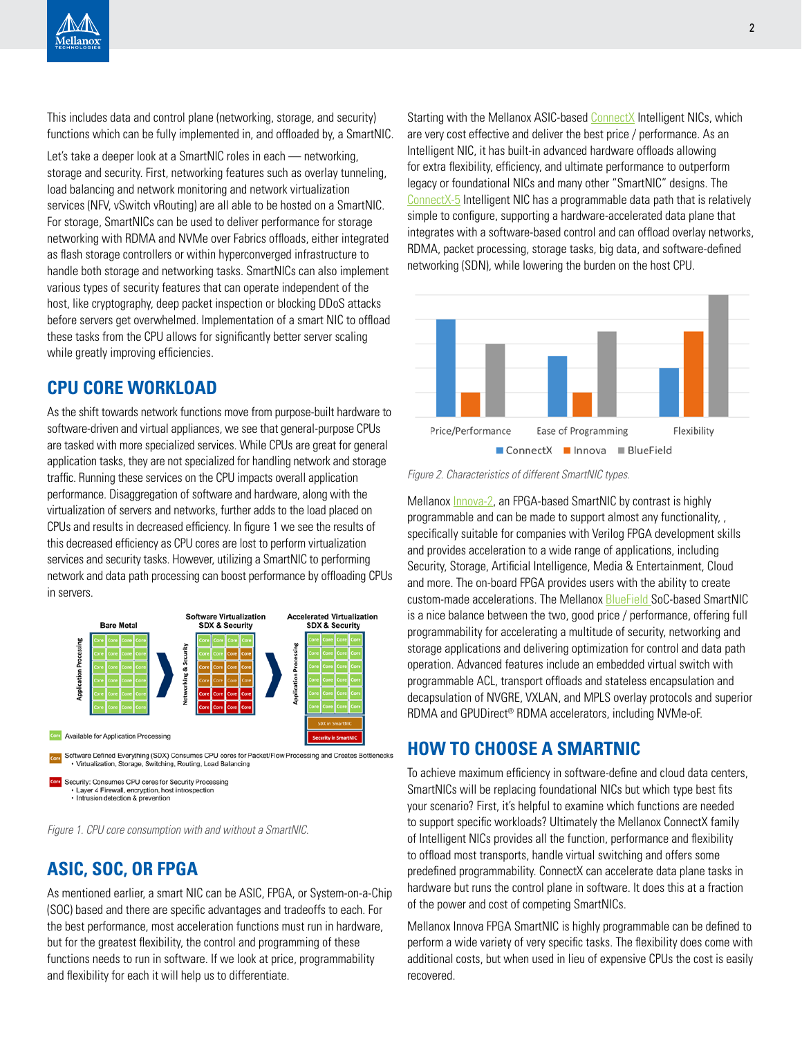This includes data and control plane (networking, storage, and security) functions which can be fully implemented in, and offloaded by, a SmartNIC.

Let's take a deeper look at a SmartNIC roles in each — networking, storage and security. First, networking features such as overlay tunneling, load balancing and network monitoring and network virtualization services (NFV, vSwitch vRouting) are all able to be hosted on a SmartNIC. For storage, SmartNICs can be used to deliver performance for storage networking with RDMA and NVMe over Fabrics offloads, either integrated as flash storage controllers or within hyperconverged infrastructure to handle both storage and networking tasks. SmartNICs can also implement various types of security features that can operate independent of the host, like cryptography, deep packet inspection or blocking DDoS attacks before servers get overwhelmed. Implementation of a smart NIC to offload these tasks from the CPU allows for significantly better server scaling while greatly improving efficiencies.

## CPU CORE WORKLOAD

As the shift towards network functions move from purpose-built hardware to software-driven and virtual appliances, we see that general-purpose CPUs are tasked with more specialized services. While CPUs are great for general application tasks, they are not specialized for handling network and storage traffic. Running these services on the CPU impacts overall application performance. Disaggregation of software and hardware, along with the virtualization of servers and networks, further adds to the load placed on CPUs and results in decreased efficiency. In figure 1 we see the results of this decreased efficiency as CPU cores are lost to perform virtualization services and security tasks. However, utilizing a SmartNIC to performing network and data path processing can boost performance by offloading CPUs in servers.

Bare Metal | Software Virtualization SDX & Security | Accelerated Virtualization SDX & Security

Core: Available for Application Processing

Core: Software Defined Everything (SDX) Consumes CPU cores for Packet/Flow Processing and Creates Bottlenecks
- Virtualization, Storage, Switching, Routing, Load Balancing

Core: Security: Consumes CPU cores for Security Processing
- Layer 4 Firewall, encryption, host introspection
- Intrusion detection & prevention

*Figure 1. CPU core consumption with and without a SmartNIC.*

## ASIC, SOC, OR FPGA

As mentioned earlier, a smart NIC can be ASIC, FPGA, or System-on-a-Chip (SOC) based and there are specific advantages and tradeoffs to each. For the best performance, most acceleration functions must run in hardware, but for the greatest flexibility, the control and programming of these functions needs to run in software. If we look at price, programmability and flexibility for each it will help us to differentiate.

Starting with the Mellanox ASIC-based ConnectX Intelligent NICs, which are very cost effective and deliver the best price / performance. As an Intelligent NIC, it has built-in advanced hardware offloads allowing for extra flexibility, efficiency, and ultimate performance to outperform legacy or foundational NICs and many other "SmartNIC" designs. The ConnectX-5 Intelligent NIC has a programmable data path that is relatively simple to configure, supporting a hardware-accelerated data plane that integrates with a software-based control and can offload overlay networks, RDMA, packet processing, storage tasks, big data, and software-defined networking (SDN), while lowering the burden on the host CPU.

*Figure 2. Characteristics of different SmartNIC types.*

Mellanox Innova-2, an FPGA-based SmartNIC by contrast is highly programmable and can be made to support almost any functionality, , specifically suitable for companies with Verilog FPGA development skills and provides acceleration to a wide range of applications, including Security, Storage, Artificial Intelligence, Media & Entertainment, Cloud and more. The on-board FPGA provides users with the ability to create custom-made accelerations. The Mellanox BlueField SoC-based SmartNIC is a nice balance between the two, good price / performance, offering full programmability for accelerating a multitude of security, networking and storage applications and delivering optimization for control and data path operation. Advanced features include an embedded virtual switch with programmable ACL, transport offloads and stateless encapsulation and decapsulation of NVGRE, VXLAN, and MPLS overlay protocols and superior RDMA and GPUDirect® RDMA accelerators, including NVMe-oF.

## HOW TO CHOOSE A SMARTNIC

To achieve maximum efficiency in software-define and cloud data centers, SmartNICs will be replacing foundational NICs but which type best fits your scenario? First, it's helpful to examine which functions are needed to support specific workloads? Ultimately the Mellanox ConnectX family of Intelligent NICs provides all the function, performance and flexibility to offload most transports, handle virtual switching and offers some predefined programmability. ConnectX can accelerate data plane tasks in hardware but runs the control plane in software. It does this at a fraction of the power and cost of competing SmartNICs.

Mellanox Innova FPGA SmartNIC is highly programmable can be defined to perform a wide variety of very specific tasks. The flexibility does come with additional costs, but when used in lieu of expensive CPUs the cost is easily recovered.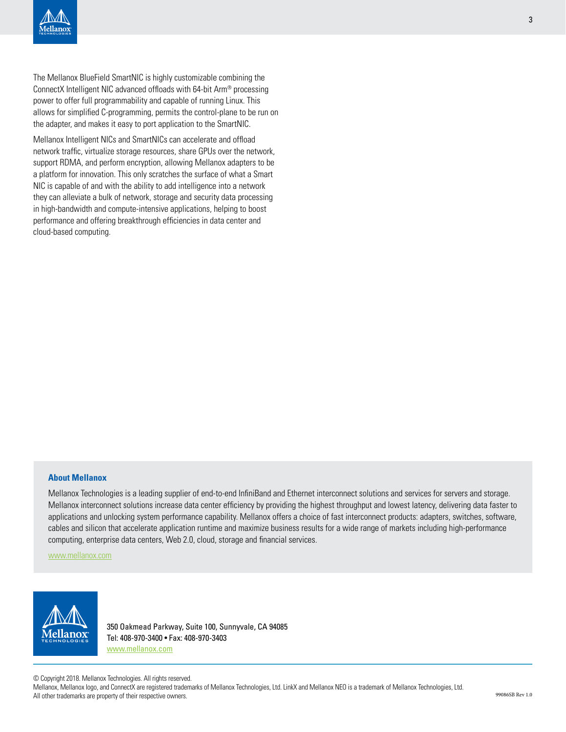The Mellanox BlueField SmartNIC is highly customizable combining the ConnectX Intelligent NIC advanced offloads with 64-bit Arm® processing power to offer full programmability and capable of running Linux. This allows for simplified C-programming, permits the control-plane to be run on the adapter, and makes it easy to port application to the SmartNIC.

Mellanox Intelligent NICs and SmartNICs can accelerate and offload network traffic, virtualize storage resources, share GPUs over the network, support RDMA, and perform encryption, allowing Mellanox adapters to be a platform for innovation. This only scratches the surface of what a Smart NIC is capable of and with the ability to add intelligence into a network they can alleviate a bulk of network, storage and security data processing in high-bandwidth and compute-intensive applications, helping to boost performance and offering breakthrough efficiencies in data center and cloud-based computing.

### About Mellanox

Mellanox Technologies is a leading supplier of end-to-end InfiniBand and Ethernet interconnect solutions and services for servers and storage. Mellanox interconnect solutions increase data center efficiency by providing the highest throughput and lowest latency, delivering data faster to applications and unlocking system performance capability. Mellanox offers a choice of fast interconnect products: adapters, switches, software, cables and silicon that accelerate application runtime and maximize business results for a wide range of markets including high-performance computing, enterprise data centers, Web 2.0, cloud, storage and financial services.

www.mellanox.com

350 Oakmead Parkway, Suite 100, Sunnyvale, CA 94085
Tel: 408-970-3400 • Fax: 408-970-3403
www.mellanox.com

© Copyright 2018. Mellanox Technologies. All rights reserved.
Mellanox, Mellanox logo, and ConnectX are registered trademarks of Mellanox Technologies, Ltd. LinkX and Mellanox NEO is a trademark of Mellanox Technologies, Ltd.
All other trademarks are property of their respective owners.

99086SB Rev 1.0